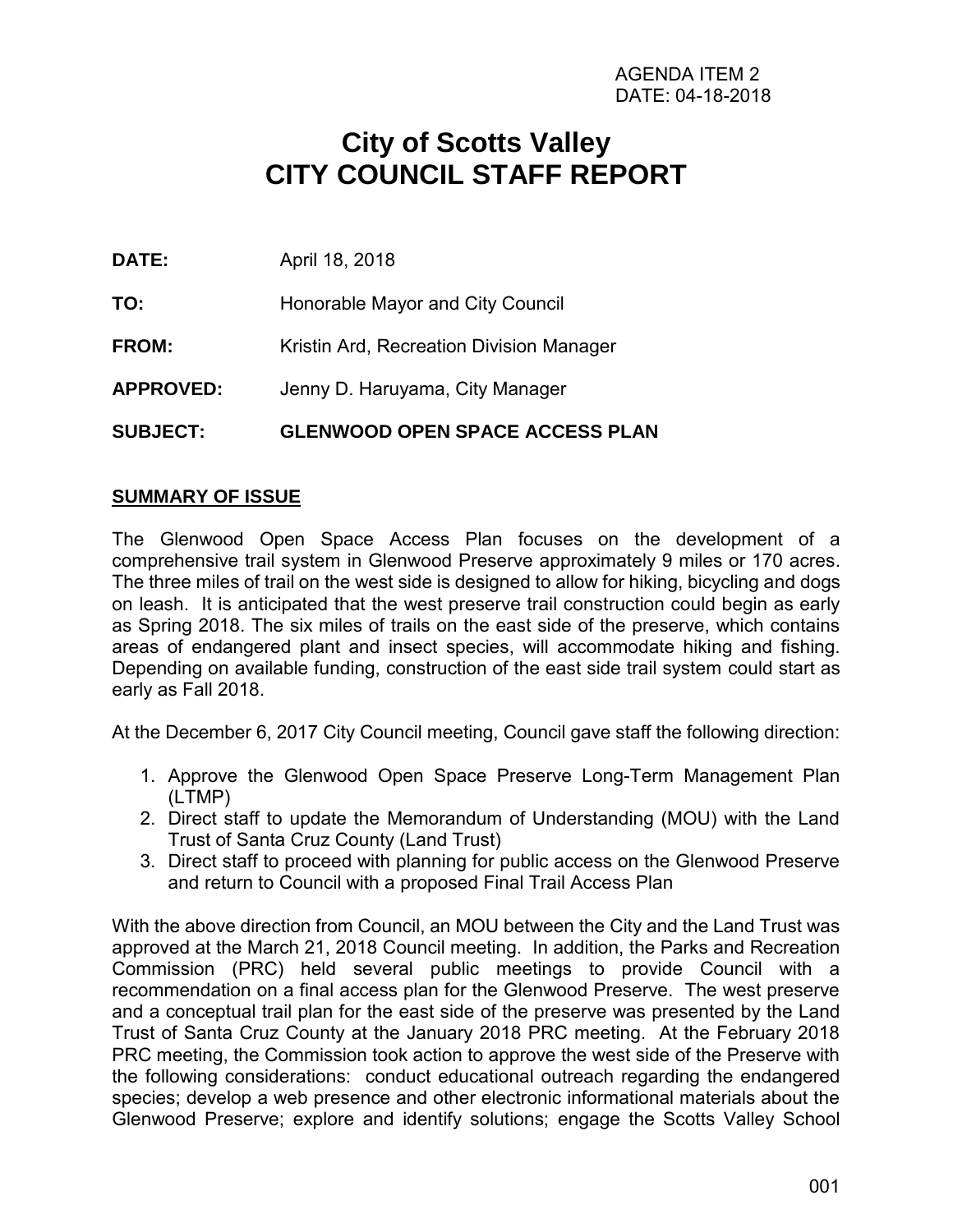AGENDA ITEM 2
DATE: 04-18-2018

# City of Scotts Valley
# CITY COUNCIL STAFF REPORT

**DATE:** April 18, 2018

**TO:** Honorable Mayor and City Council

**FROM:** Kristin Ard, Recreation Division Manager

**APPROVED:** Jenny D. Haruyama, City Manager

**SUBJECT:** **GLENWOOD OPEN SPACE ACCESS PLAN**

## SUMMARY OF ISSUE

The Glenwood Open Space Access Plan focuses on the development of a comprehensive trail system in Glenwood Preserve approximately 9 miles or 170 acres. The three miles of trail on the west side is designed to allow for hiking, bicycling and dogs on leash. It is anticipated that the west preserve trail construction could begin as early as Spring 2018. The six miles of trails on the east side of the preserve, which contains areas of endangered plant and insect species, will accommodate hiking and fishing. Depending on available funding, construction of the east side trail system could start as early as Fall 2018.

At the December 6, 2017 City Council meeting, Council gave staff the following direction:

1. Approve the Glenwood Open Space Preserve Long-Term Management Plan (LTMP)
2. Direct staff to update the Memorandum of Understanding (MOU) with the Land Trust of Santa Cruz County (Land Trust)
3. Direct staff to proceed with planning for public access on the Glenwood Preserve and return to Council with a proposed Final Trail Access Plan

With the above direction from Council, an MOU between the City and the Land Trust was approved at the March 21, 2018 Council meeting. In addition, the Parks and Recreation Commission (PRC) held several public meetings to provide Council with a recommendation on a final access plan for the Glenwood Preserve. The west preserve and a conceptual trail plan for the east side of the preserve was presented by the Land Trust of Santa Cruz County at the January 2018 PRC meeting. At the February 2018 PRC meeting, the Commission took action to approve the west side of the Preserve with the following considerations: conduct educational outreach regarding the endangered species; develop a web presence and other electronic informational materials about the Glenwood Preserve; explore and identify solutions; engage the Scotts Valley School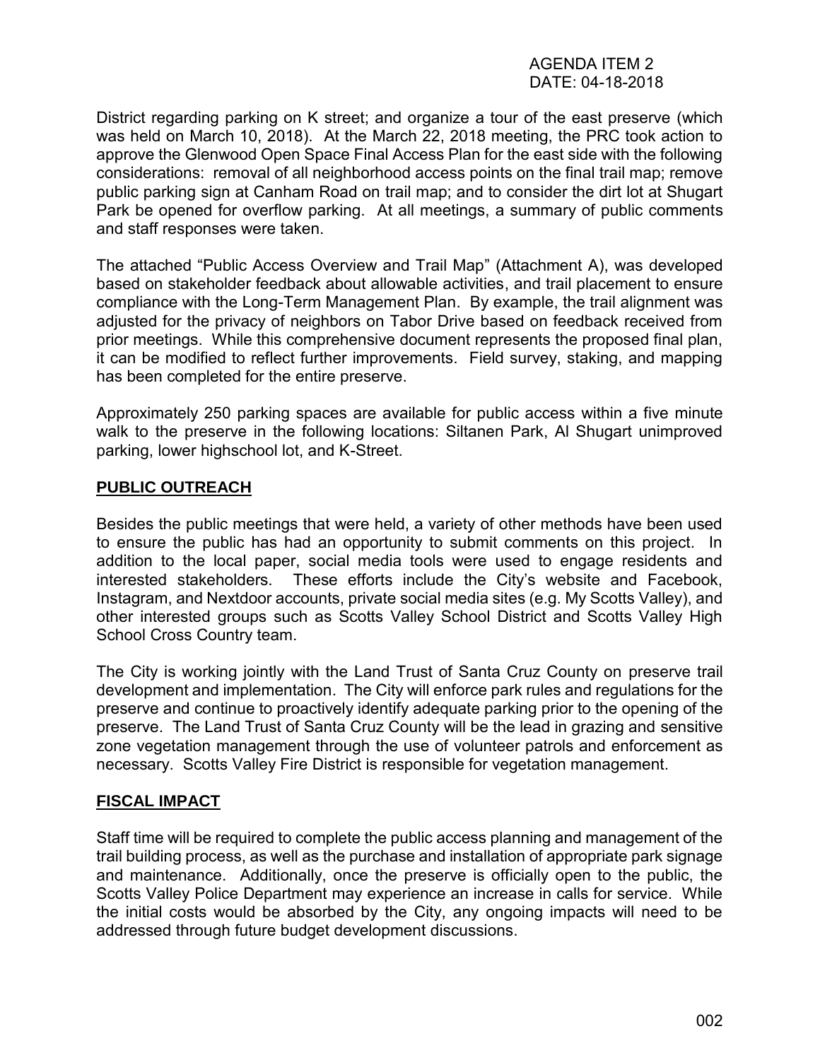District regarding parking on K street; and organize a tour of the east preserve (which was held on March 10, 2018). At the March 22, 2018 meeting, the PRC took action to approve the Glenwood Open Space Final Access Plan for the east side with the following considerations: removal of all neighborhood access points on the final trail map; remove public parking sign at Canham Road on trail map; and to consider the dirt lot at Shugart Park be opened for overflow parking. At all meetings, a summary of public comments and staff responses were taken.

The attached "Public Access Overview and Trail Map" (Attachment A), was developed based on stakeholder feedback about allowable activities, and trail placement to ensure compliance with the Long-Term Management Plan. By example, the trail alignment was adjusted for the privacy of neighbors on Tabor Drive based on feedback received from prior meetings. While this comprehensive document represents the proposed final plan, it can be modified to reflect further improvements. Field survey, staking, and mapping has been completed for the entire preserve.

Approximately 250 parking spaces are available for public access within a five minute walk to the preserve in the following locations: Siltanen Park, Al Shugart unimproved parking, lower highschool lot, and K-Street.

## PUBLIC OUTREACH

Besides the public meetings that were held, a variety of other methods have been used to ensure the public has had an opportunity to submit comments on this project. In addition to the local paper, social media tools were used to engage residents and interested stakeholders. These efforts include the City's website and Facebook, Instagram, and Nextdoor accounts, private social media sites (e.g. My Scotts Valley), and other interested groups such as Scotts Valley School District and Scotts Valley High School Cross Country team.

The City is working jointly with the Land Trust of Santa Cruz County on preserve trail development and implementation. The City will enforce park rules and regulations for the preserve and continue to proactively identify adequate parking prior to the opening of the preserve. The Land Trust of Santa Cruz County will be the lead in grazing and sensitive zone vegetation management through the use of volunteer patrols and enforcement as necessary. Scotts Valley Fire District is responsible for vegetation management.

## FISCAL IMPACT

Staff time will be required to complete the public access planning and management of the trail building process, as well as the purchase and installation of appropriate park signage and maintenance. Additionally, once the preserve is officially open to the public, the Scotts Valley Police Department may experience an increase in calls for service. While the initial costs would be absorbed by the City, any ongoing impacts will need to be addressed through future budget development discussions.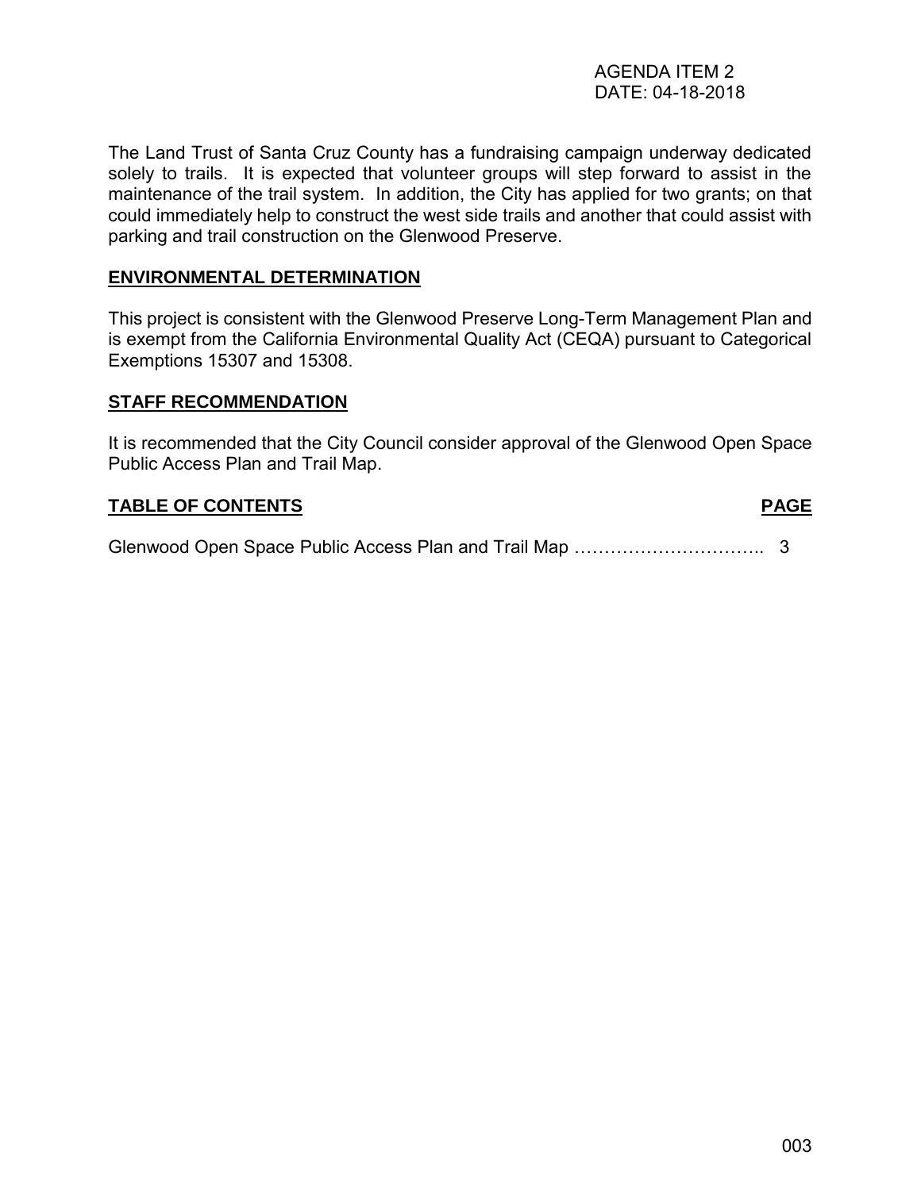AGENDA ITEM 2
DATE: 04-18-2018

The Land Trust of Santa Cruz County has a fundraising campaign underway dedicated solely to trails. It is expected that volunteer groups will step forward to assist in the maintenance of the trail system. In addition, the City has applied for two grants; on that could immediately help to construct the west side trails and another that could assist with parking and trail construction on the Glenwood Preserve.

## ENVIRONMENTAL DETERMINATION

This project is consistent with the Glenwood Preserve Long-Term Management Plan and is exempt from the California Environmental Quality Act (CEQA) pursuant to Categorical Exemptions 15307 and 15308.

## STAFF RECOMMENDATION

It is recommended that the City Council consider approval of the Glenwood Open Space Public Access Plan and Trail Map.

## TABLE OF CONTENTS

| TABLE OF CONTENTS | PAGE |
| --- | --- |
| Glenwood Open Space Public Access Plan and Trail Map ………………………….. | 3 |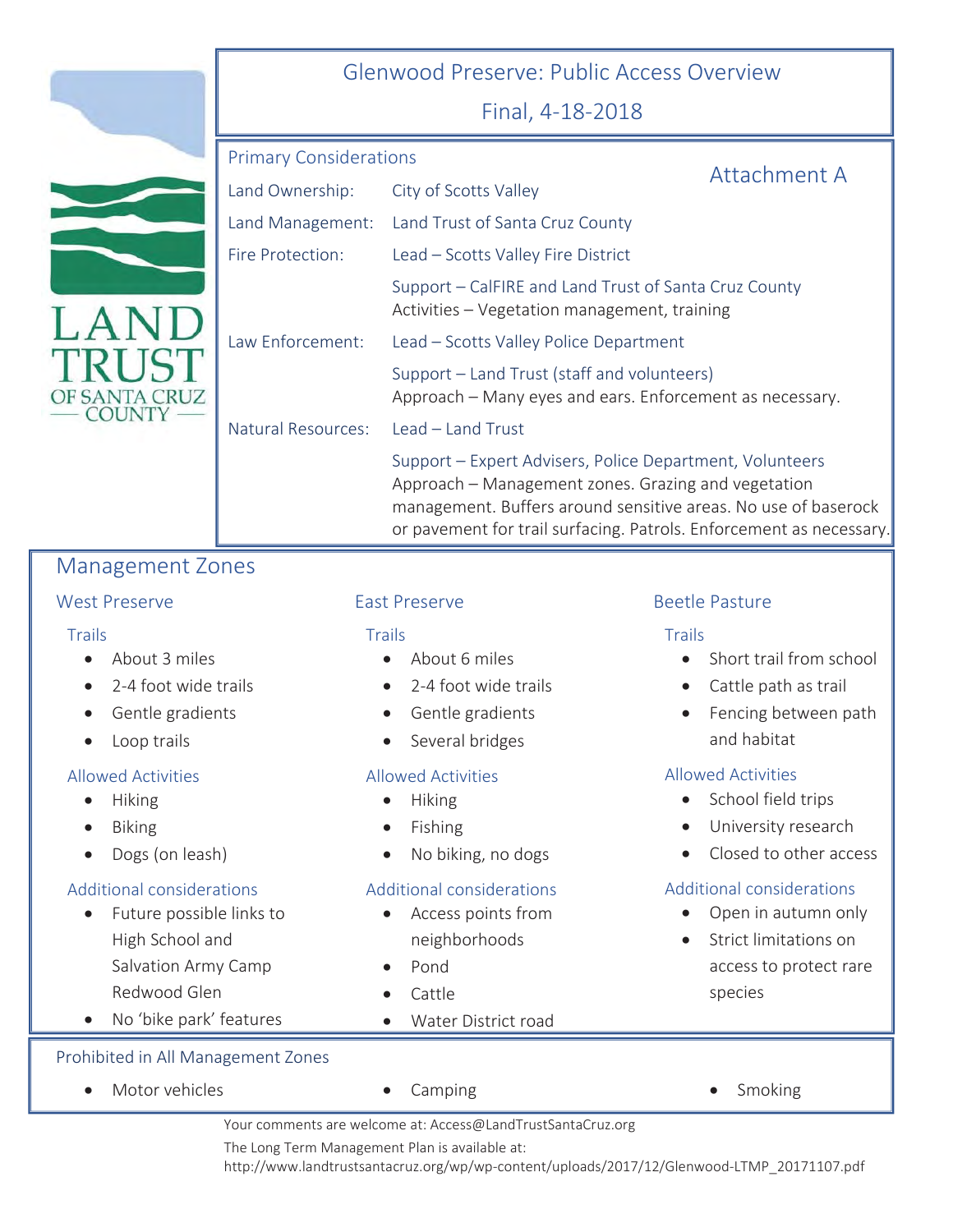# Glenwood Preserve: Public Access Overview

Final, 4-18-2018

Attachment A

## Primary Considerations

Land Ownership: City of Scotts Valley

Land Management: Land Trust of Santa Cruz County

Fire Protection: Lead – Scotts Valley Fire District

Support – CalFIRE and Land Trust of Santa Cruz County
Activities – Vegetation management, training

Law Enforcement: Lead – Scotts Valley Police Department

Support – Land Trust (staff and volunteers)
Approach – Many eyes and ears. Enforcement as necessary.

Natural Resources: Lead – Land Trust

Support – Expert Advisers, Police Department, Volunteers
Approach – Management zones. Grazing and vegetation management. Buffers around sensitive areas. No use of baserock or pavement for trail surfacing. Patrols. Enforcement as necessary.

## Management Zones

### West Preserve

#### Trails

- About 3 miles
- 2-4 foot wide trails
- Gentle gradients
- Loop trails

#### Allowed Activities

- Hiking
- Biking
- Dogs (on leash)

#### Additional considerations

- Future possible links to High School and Salvation Army Camp Redwood Glen
- No 'bike park' features

### East Preserve

#### Trails

- About 6 miles
- 2-4 foot wide trails
- Gentle gradients
- Several bridges

#### Allowed Activities

- Hiking
- Fishing
- No biking, no dogs

#### Additional considerations

- Access points from neighborhoods
- Pond
- Cattle
- Water District road

### Beetle Pasture

#### Trails

- Short trail from school
- Cattle path as trail
- Fencing between path and habitat

#### Allowed Activities

- School field trips
- University research
- Closed to other access

#### Additional considerations

- Open in autumn only
- Strict limitations on access to protect rare species

## Prohibited in All Management Zones

- Motor vehicles
- Camping
- Smoking

Your comments are welcome at: Access@LandTrustSantaCruz.org

The Long Term Management Plan is available at:
http://www.landtrustsantacruz.org/wp/wp-content/uploads/2017/12/Glenwood-LTMP_20171107.pdf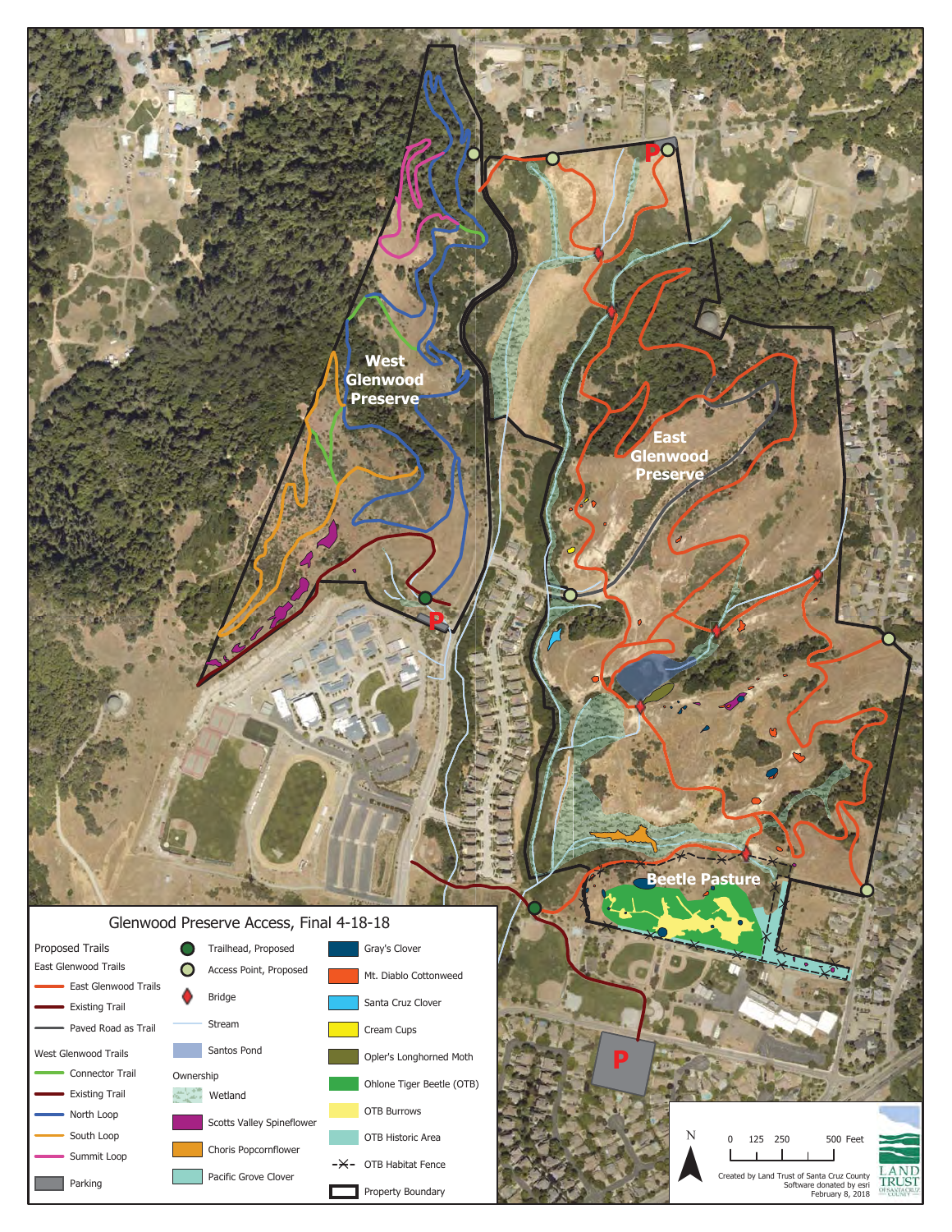# Glenwood Preserve Access, Final 4-18-18

West Glenwood Preserve

East Glenwood Preserve

Beetle Pasture

P

P

P

P

**Proposed Trails**

East Glenwood Trails
- East Glenwood Trails
- Existing Trail
- Paved Road as Trail

West Glenwood Trails
- Connector Trail
- Existing Trail
- North Loop
- South Loop
- Summit Loop

Parking

Trailhead, Proposed

Access Point, Proposed

Bridge

Stream

Santos Pond

Ownership

Wetland

Scotts Valley Spineflower

Choris Popcornflower

Pacific Grove Clover

Gray's Clover

Mt. Diablo Cottonweed

Santa Cruz Clover

Cream Cups

Opler's Longhorned Moth

Ohlone Tiger Beetle (OTB)

OTB Burrows

OTB Historic Area

OTB Habitat Fence

Property Boundary

N

0 125 250 500 Feet

Created by Land Trust of Santa Cruz County
Software donated by esri
February 8, 2018

LAND TRUST OF SANTA CRUZ COUNTY